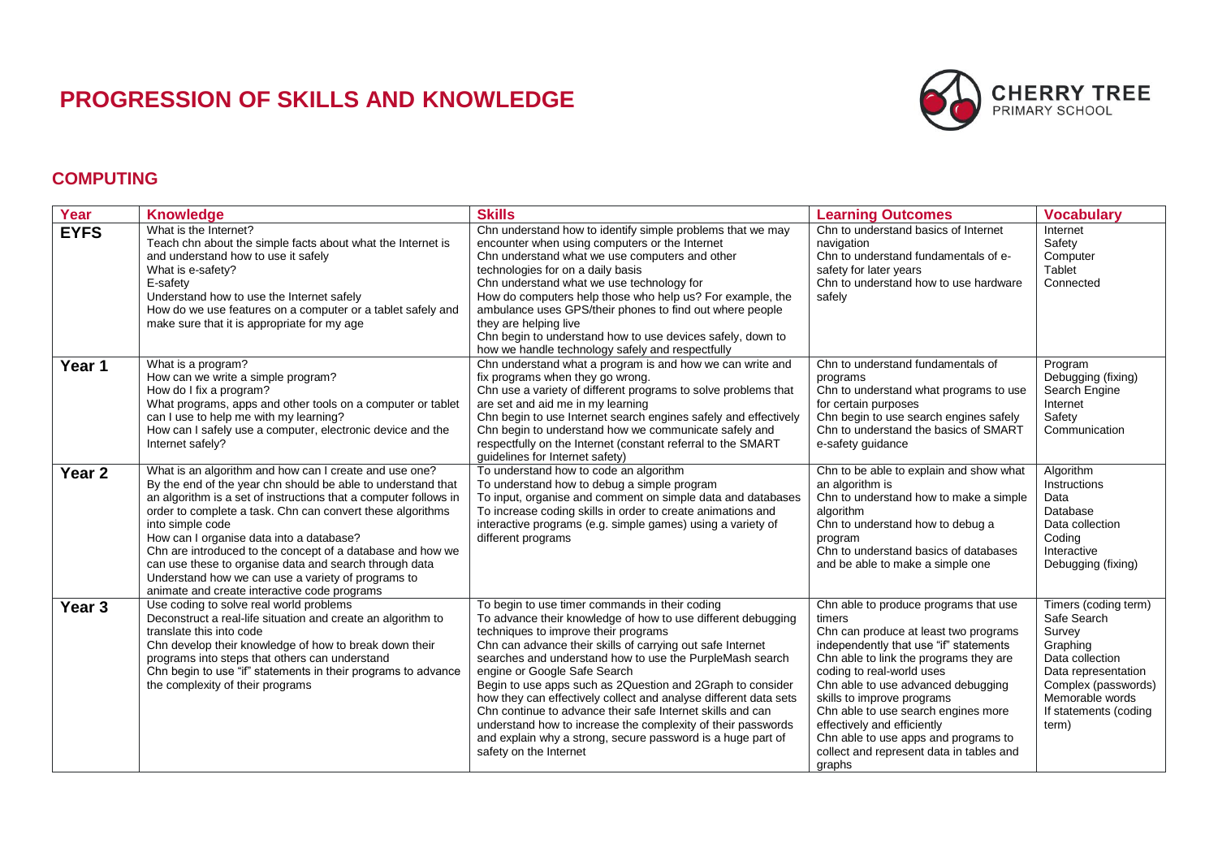# PROGRESSION OF SKILLS AND KNOWLEDGE

CHERRY TREE PRIMARY SCHOOL

## COMPUTING

| Year | Knowledge | Skills | Learning Outcomes | Vocabulary |
|---|---|---|---|---|
| **EYFS** | What is the Internet?<br>Teach chn about the simple facts about what the Internet is and understand how to use it safely<br>What is e-safety?<br>E-safety<br>Understand how to use the Internet safely<br>How do we use features on a computer or a tablet safely and make sure that it is appropriate for my age | Chn understand how to identify simple problems that we may encounter when using computers or the Internet<br>Chn understand what we use computers and other technologies for on a daily basis<br>Chn understand what we use technology for<br>How do computers help those who help us? For example, the ambulance uses GPS/their phones to find out where people they are helping live<br>Chn begin to understand how to use devices safely, down to how we handle technology safely and respectfully | Chn to understand basics of Internet navigation<br>Chn to understand fundamentals of e-safety for later years<br>Chn to understand how to use hardware safely | Internet<br>Safety<br>Computer<br>Tablet<br>Connected |
| **Year 1** | What is a program?<br>How can we write a simple program?<br>How do I fix a program?<br>What programs, apps and other tools on a computer or tablet can I use to help me with my learning?<br>How can I safely use a computer, electronic device and the Internet safely? | Chn understand what a program is and how we can write and fix programs when they go wrong.<br>Chn use a variety of different programs to solve problems that are set and aid me in my learning<br>Chn begin to use Internet search engines safely and effectively<br>Chn begin to understand how we communicate safely and respectfully on the Internet (constant referral to the SMART guidelines for Internet safety) | Chn to understand fundamentals of programs<br>Chn to understand what programs to use for certain purposes<br>Chn begin to use search engines safely<br>Chn to understand the basics of SMART e-safety guidance | Program<br>Debugging (fixing)<br>Search Engine<br>Internet<br>Safety<br>Communication |
| **Year 2** | What is an algorithm and how can I create and use one?<br>By the end of the year chn should be able to understand that an algorithm is a set of instructions that a computer follows in order to complete a task. Chn can convert these algorithms into simple code<br>How can I organise data into a database?<br>Chn are introduced to the concept of a database and how we can use these to organise data and search through data<br>Understand how we can use a variety of programs to animate and create interactive code programs | To understand how to code an algorithm<br>To understand how to debug a simple program<br>To input, organise and comment on simple data and databases<br>To increase coding skills in order to create animations and interactive programs (e.g. simple games) using a variety of different programs | Chn to be able to explain and show what an algorithm is<br>Chn to understand how to make a simple algorithm<br>Chn to understand how to debug a program<br>Chn to understand basics of databases and be able to make a simple one | Algorithm<br>Instructions<br>Data<br>Database<br>Data collection<br>Coding<br>Interactive<br>Debugging (fixing) |
| **Year 3** | Use coding to solve real world problems<br>Deconstruct a real-life situation and create an algorithm to translate this into code<br>Chn develop their knowledge of how to break down their programs into steps that others can understand<br>Chn begin to use "if" statements in their programs to advance the complexity of their programs | To begin to use timer commands in their coding<br>To advance their knowledge of how to use different debugging techniques to improve their programs<br>Chn can advance their skills of carrying out safe Internet searches and understand how to use the PurpleMash search engine or Google Safe Search<br>Begin to use apps such as 2Question and 2Graph to consider how they can effectively collect and analyse different data sets<br>Chn continue to advance their safe Internet skills and can understand how to increase the complexity of their passwords and explain why a strong, secure password is a huge part of safety on the Internet | Chn able to produce programs that use timers<br>Chn can produce at least two programs independently that use "if" statements<br>Chn able to link the programs they are coding to real-world uses<br>Chn able to use advanced debugging skills to improve programs<br>Chn able to use search engines more effectively and efficiently<br>Chn able to use apps and programs to collect and represent data in tables and graphs | Timers (coding term)<br>Safe Search<br>Survey<br>Graphing<br>Data collection<br>Data representation<br>Complex (passwords)<br>Memorable words<br>If statements (coding term) |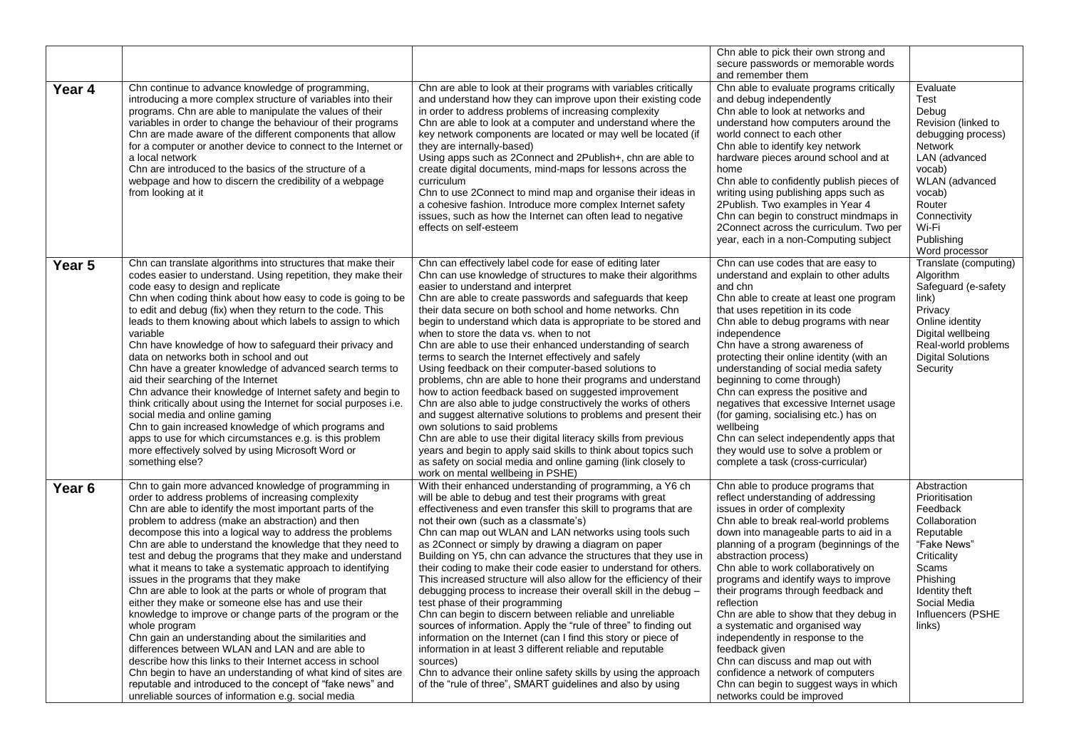| | | | | |
|---|---|---|---|---|
| | | | Chn able to pick their own strong and secure passwords or memorable words and remember them | |
| **Year 4** | Chn continue to advance knowledge of programming, introducing a more complex structure of variables into their programs. Chn are able to manipulate the values of their variables in order to change the behaviour of their programs<br>Chn are made aware of the different components that allow for a computer or another device to connect to the Internet or a local network<br>Chn are introduced to the basics of the structure of a webpage and how to discern the credibility of a webpage from looking at it | Chn are able to look at their programs with variables critically and understand how they can improve upon their existing code in order to address problems of increasing complexity<br>Chn are able to look at a computer and understand where the key network components are located or may well be located (if they are internally-based)<br>Using apps such as 2Connect and 2Publish+, chn are able to create digital documents, mind-maps for lessons across the curriculum<br>Chn to use 2Connect to mind map and organise their ideas in a cohesive fashion. Introduce more complex Internet safety issues, such as how the Internet can often lead to negative effects on self-esteem | Chn able to evaluate programs critically and debug independently<br>Chn able to look at networks and understand how computers around the world connect to each other<br>Chn able to identify key network hardware pieces around school and at home<br>Chn able to confidently publish pieces of writing using publishing apps such as 2Publish. Two examples in Year 4<br>Chn can begin to construct mindmaps in 2Connect across the curriculum. Two per year, each in a non-Computing subject | Evaluate<br>Test<br>Debug<br>Revision (linked to debugging process)<br>Network<br>LAN (advanced vocab)<br>WLAN (advanced vocab)<br>Router<br>Connectivity<br>Wi-Fi<br>Publishing<br>Word processor |
| **Year 5** | Chn can translate algorithms into structures that make their codes easier to understand. Using repetition, they make their code easy to design and replicate<br>Chn when coding think about how easy to code is going to be to edit and debug (fix) when they return to the code. This leads to them knowing about which labels to assign to which variable<br>Chn have knowledge of how to safeguard their privacy and data on networks both in school and out<br>Chn have a greater knowledge of advanced search terms to aid their searching of the Internet<br>Chn advance their knowledge of Internet safety and begin to think critically about using the Internet for social purposes i.e. social media and online gaming<br>Chn to gain increased knowledge of which programs and apps to use for which circumstances e.g. is this problem more effectively solved by using Microsoft Word or something else? | Chn can effectively label code for ease of editing later<br>Chn can use knowledge of structures to make their algorithms easier to understand and interpret<br>Chn are able to create passwords and safeguards that keep their data secure on both school and home networks. Chn begin to understand which data is appropriate to be stored and when to store the data vs. when to not<br>Chn are able to use their enhanced understanding of search terms to search the Internet effectively and safely<br>Using feedback on their computer-based solutions to problems, chn are able to hone their programs and understand how to action feedback based on suggested improvement<br>Chn are also able to judge constructively the works of others and suggest alternative solutions to problems and present their own solutions to said problems<br>Chn are able to use their digital literacy skills from previous years and begin to apply said skills to think about topics such as safety on social media and online gaming (link closely to work on mental wellbeing in PSHE) | Chn can use codes that are easy to understand and explain to other adults and chn<br>Chn able to create at least one program that uses repetition in its code<br>Chn able to debug programs with near independence<br>Chn have a strong awareness of protecting their online identity (with an understanding of social media safety beginning to come through)<br>Chn can express the positive and negatives that excessive Internet usage (for gaming, socialising etc.) has on wellbeing<br>Chn can select independently apps that they would use to solve a problem or complete a task (cross-curricular) | Translate (computing)<br>Algorithm<br>Safeguard (e-safety link)<br>Privacy<br>Online identity<br>Digital wellbeing<br>Real-world problems<br>Digital Solutions<br>Security |
| **Year 6** | Chn to gain more advanced knowledge of programming in order to address problems of increasing complexity<br>Chn are able to identify the most important parts of the problem to address (make an abstraction) and then decompose this into a logical way to address the problems<br>Chn are able to understand the knowledge that they need to test and debug the programs that they make and understand what it means to take a systematic approach to identifying issues in the programs that they make<br>Chn are able to look at the parts or whole of program that either they make or someone else has and use their knowledge to improve or change parts of the program or the whole program<br>Chn gain an understanding about the similarities and differences between WLAN and LAN and are able to describe how this links to their Internet access in school<br>Chn begin to have an understanding of what kind of sites are reputable and introduced to the concept of "fake news" and unreliable sources of information e.g. social media | With their enhanced understanding of programming, a Y6 ch will be able to debug and test their programs with great effectiveness and even transfer this skill to programs that are not their own (such as a classmate's)<br>Chn can map out WLAN and LAN networks using tools such as 2Connect or simply by drawing a diagram on paper<br>Building on Y5, chn can advance the structures that they use in their coding to make their code easier to understand for others. This increased structure will also allow for the efficiency of their debugging process to increase their overall skill in the debug – test phase of their programming<br>Chn can begin to discern between reliable and unreliable sources of information. Apply the "rule of three" to finding out information on the Internet (can I find this story or piece of information in at least 3 different reliable and reputable sources)<br>Chn to advance their online safety skills by using the approach of the "rule of three", SMART guidelines and also by using | Chn able to produce programs that reflect understanding of addressing issues in order of complexity<br>Chn able to break real-world problems down into manageable parts to aid in a planning of a program (beginnings of the abstraction process)<br>Chn able to work collaboratively on programs and identify ways to improve their programs through feedback and reflection<br>Chn are able to show that they debug in a systematic and organised way independently in response to the feedback given<br>Chn can discuss and map out with confidence a network of computers<br>Chn can begin to suggest ways in which networks could be improved | Abstraction<br>Prioritisation<br>Feedback<br>Collaboration<br>Reputable<br>"Fake News"<br>Criticality<br>Scams<br>Phishing<br>Identity theft<br>Social Media<br>Influencers (PSHE links) |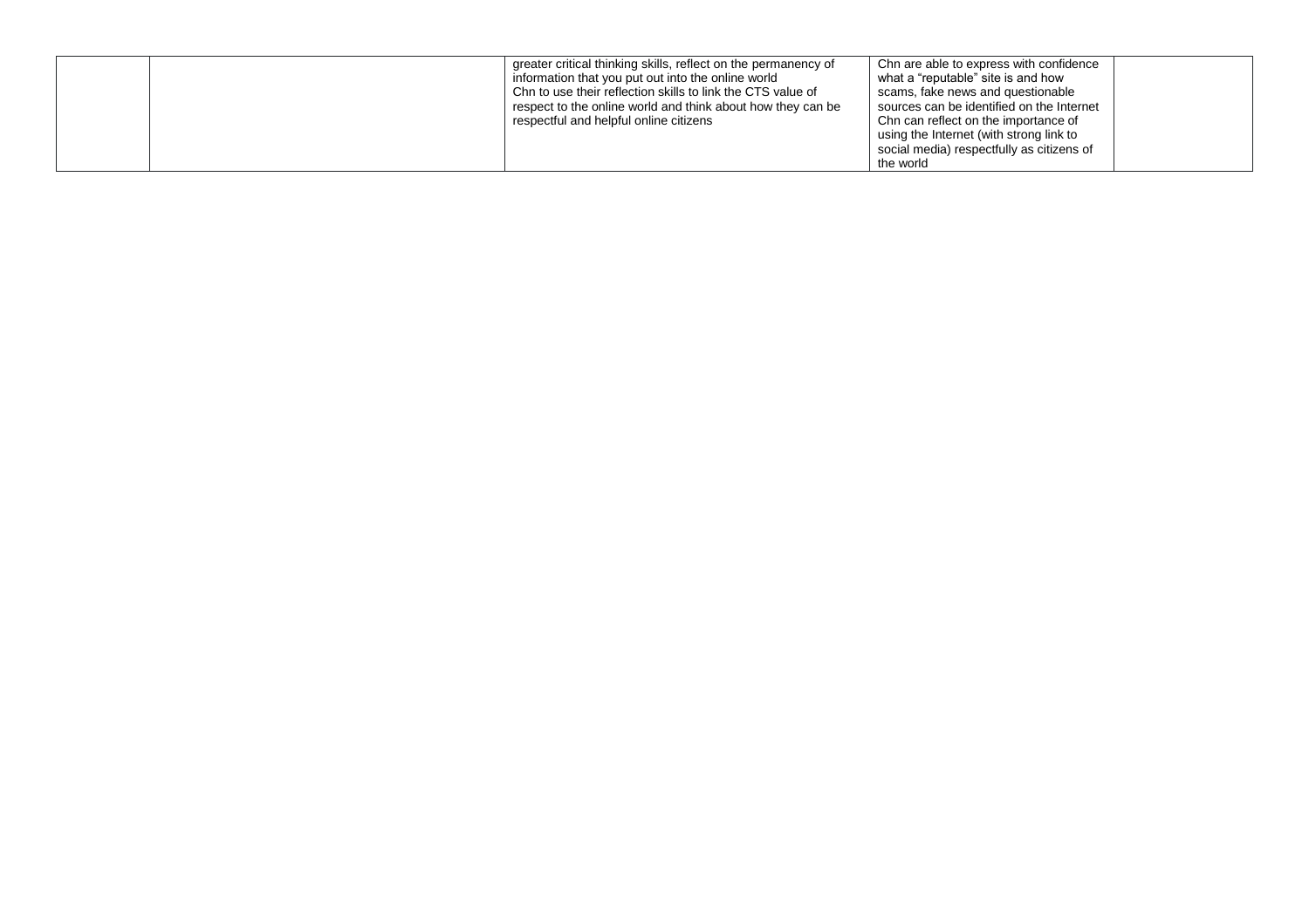| | | | | |
|---|---|---|---|---|
| | | greater critical thinking skills, reflect on the permanency of information that you put out into the online world<br>Chn to use their reflection skills to link the CTS value of respect to the online world and think about how they can be respectful and helpful online citizens | Chn are able to express with confidence what a "reputable" site is and how scams, fake news and questionable sources can be identified on the Internet<br>Chn can reflect on the importance of using the Internet (with strong link to social media) respectfully as citizens of the world | |